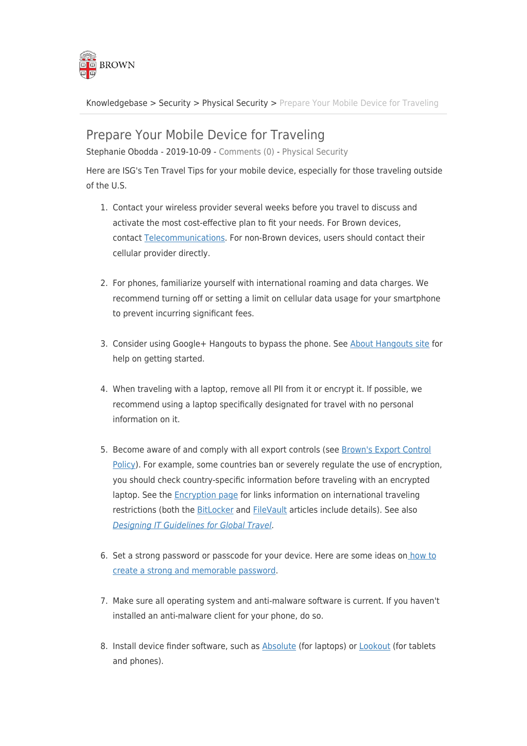BROWN

Knowledgebase > Security > Physical Security > Prepare Your Mobile Device for Traveling

# Prepare Your Mobile Device for Traveling

Stephanie Obodda - 2019-10-09 - Comments (0) - Physical Security

Here are ISG's Ten Travel Tips for your mobile device, especially for those traveling outside of the U.S.

1. Contact your wireless provider several weeks before you travel to discuss and activate the most cost-effective plan to fit your needs. For Brown devices, contact Telecommunications. For non-Brown devices, users should contact their cellular provider directly.

2. For phones, familiarize yourself with international roaming and data charges. We recommend turning off or setting a limit on cellular data usage for your smartphone to prevent incurring significant fees.

3. Consider using Google+ Hangouts to bypass the phone. See About Hangouts site for help on getting started.

4. When traveling with a laptop, remove all PII from it or encrypt it. If possible, we recommend using a laptop specifically designated for travel with no personal information on it.

5. Become aware of and comply with all export controls (see Brown's Export Control Policy). For example, some countries ban or severely regulate the use of encryption, you should check country-specific information before traveling with an encrypted laptop. See the Encryption page for links information on international traveling restrictions (both the BitLocker and FileVault articles include details). See also *Designing IT Guidelines for Global Travel*.

6. Set a strong password or passcode for your device. Here are some ideas on how to create a strong and memorable password.

7. Make sure all operating system and anti-malware software is current. If you haven't installed an anti-malware client for your phone, do so.

8. Install device finder software, such as Absolute (for laptops) or Lookout (for tablets and phones).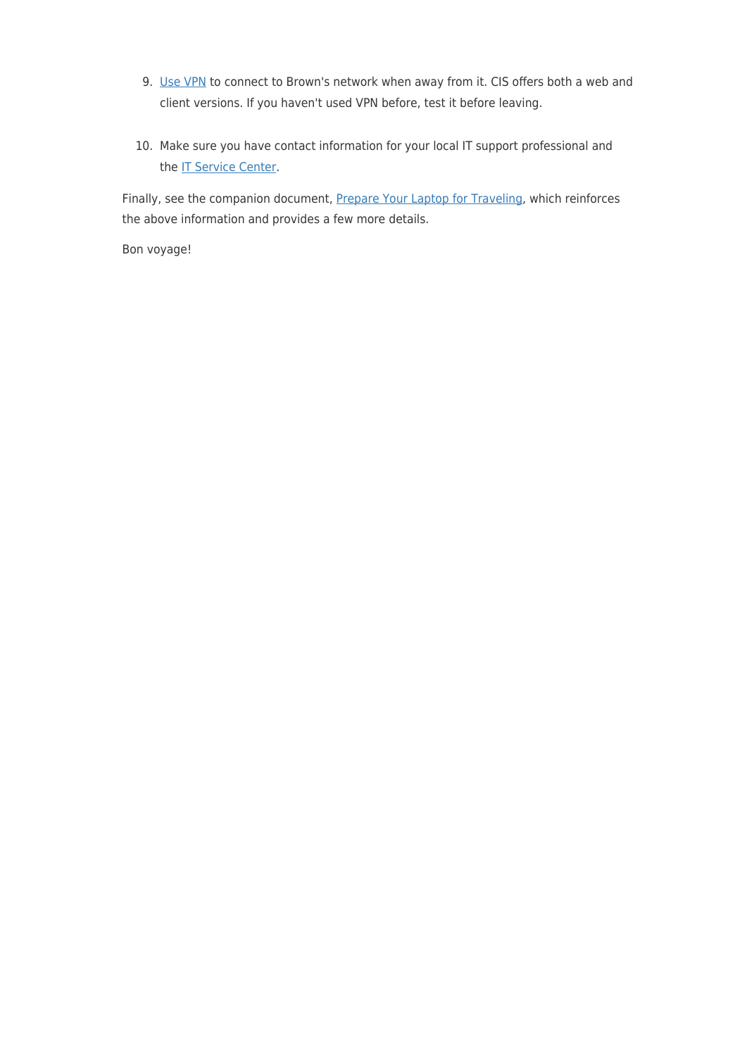9. Use VPN to connect to Brown's network when away from it. CIS offers both a web and client versions. If you haven't used VPN before, test it before leaving.

10. Make sure you have contact information for your local IT support professional and the IT Service Center.

Finally, see the companion document, Prepare Your Laptop for Traveling, which reinforces the above information and provides a few more details.

Bon voyage!